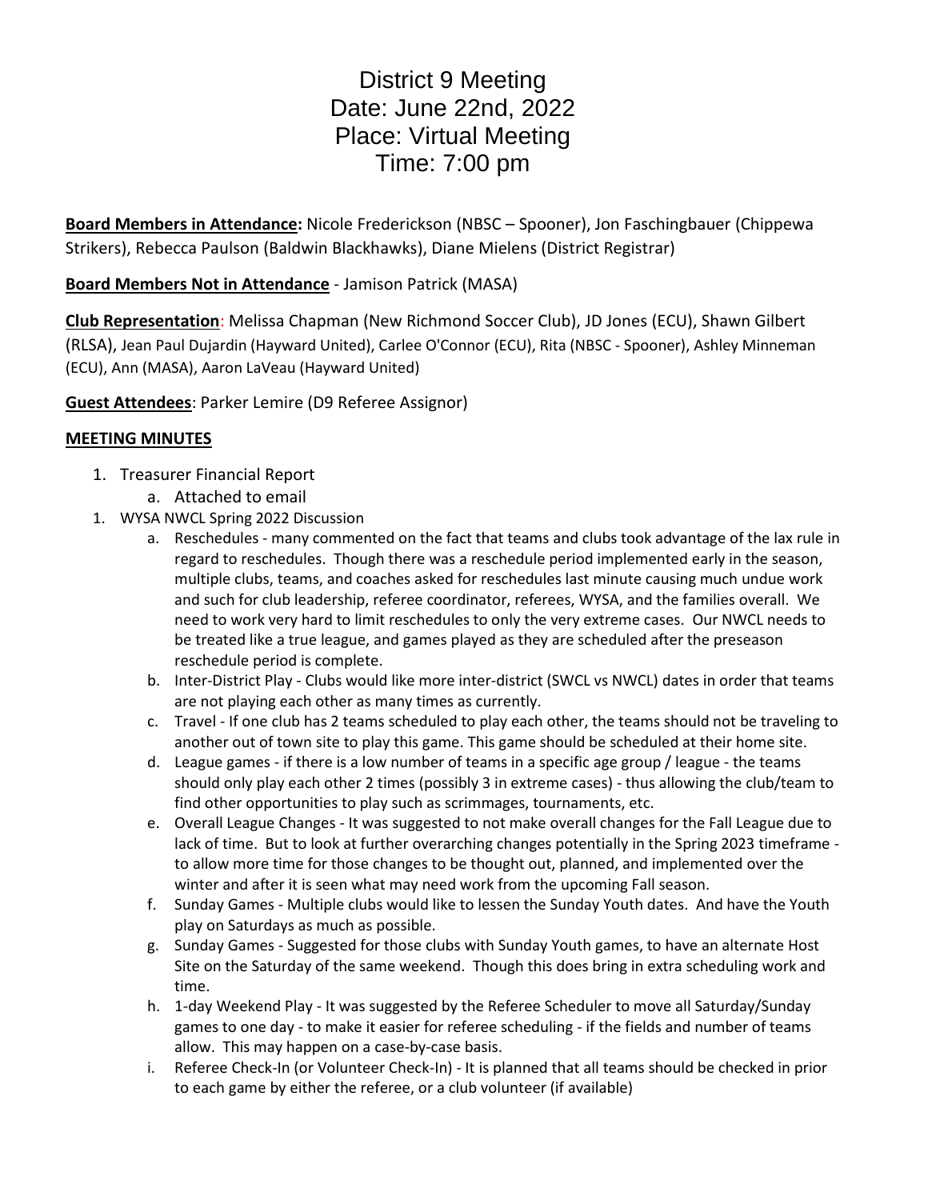# District 9 Meeting
# Date: June 22nd, 2022
# Place: Virtual Meeting
# Time: 7:00 pm

**Board Members in Attendance:** Nicole Frederickson (NBSC – Spooner), Jon Faschingbauer (Chippewa Strikers), Rebecca Paulson (Baldwin Blackhawks), Diane Mielens (District Registrar)

**Board Members Not in Attendance** - Jamison Patrick (MASA)

**Club Representation**: Melissa Chapman (New Richmond Soccer Club), JD Jones (ECU), Shawn Gilbert (RLSA), Jean Paul Dujardin (Hayward United), Carlee O'Connor (ECU), Rita (NBSC - Spooner), Ashley Minneman (ECU), Ann (MASA), Aaron LaVeau (Hayward United)

**Guest Attendees**: Parker Lemire (D9 Referee Assignor)

## MEETING MINUTES

1. Treasurer Financial Report
   a. Attached to email
1. WYSA NWCL Spring 2022 Discussion
   a. Reschedules - many commented on the fact that teams and clubs took advantage of the lax rule in regard to reschedules. Though there was a reschedule period implemented early in the season, multiple clubs, teams, and coaches asked for reschedules last minute causing much undue work and such for club leadership, referee coordinator, referees, WYSA, and the families overall. We need to work very hard to limit reschedules to only the very extreme cases. Our NWCL needs to be treated like a true league, and games played as they are scheduled after the preseason reschedule period is complete.
   b. Inter-District Play - Clubs would like more inter-district (SWCL vs NWCL) dates in order that teams are not playing each other as many times as currently.
   c. Travel - If one club has 2 teams scheduled to play each other, the teams should not be traveling to another out of town site to play this game. This game should be scheduled at their home site.
   d. League games - if there is a low number of teams in a specific age group / league - the teams should only play each other 2 times (possibly 3 in extreme cases) - thus allowing the club/team to find other opportunities to play such as scrimmages, tournaments, etc.
   e. Overall League Changes - It was suggested to not make overall changes for the Fall League due to lack of time. But to look at further overarching changes potentially in the Spring 2023 timeframe - to allow more time for those changes to be thought out, planned, and implemented over the winter and after it is seen what may need work from the upcoming Fall season.
   f. Sunday Games - Multiple clubs would like to lessen the Sunday Youth dates. And have the Youth play on Saturdays as much as possible.
   g. Sunday Games - Suggested for those clubs with Sunday Youth games, to have an alternate Host Site on the Saturday of the same weekend. Though this does bring in extra scheduling work and time.
   h. 1-day Weekend Play - It was suggested by the Referee Scheduler to move all Saturday/Sunday games to one day - to make it easier for referee scheduling - if the fields and number of teams allow. This may happen on a case-by-case basis.
   i. Referee Check-In (or Volunteer Check-In) - It is planned that all teams should be checked in prior to each game by either the referee, or a club volunteer (if available)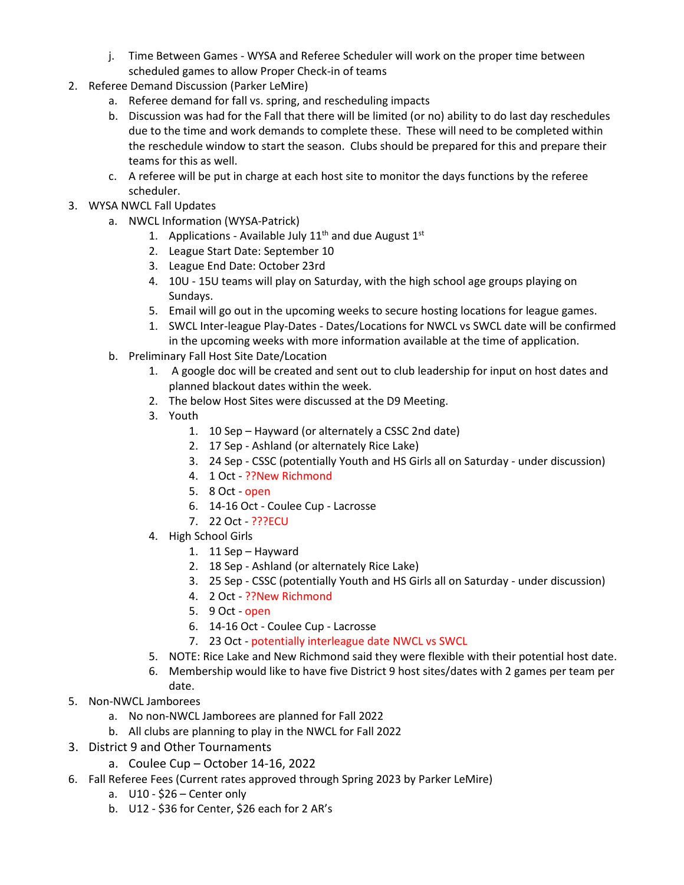j. Time Between Games - WYSA and Referee Scheduler will work on the proper time between scheduled games to allow Proper Check-in of teams

2. Referee Demand Discussion (Parker LeMire)
   a. Referee demand for fall vs. spring, and rescheduling impacts
   b. Discussion was had for the Fall that there will be limited (or no) ability to do last day reschedules due to the time and work demands to complete these. These will need to be completed within the reschedule window to start the season. Clubs should be prepared for this and prepare their teams for this as well.
   c. A referee will be put in charge at each host site to monitor the days functions by the referee scheduler.

3. WYSA NWCL Fall Updates
   a. NWCL Information (WYSA-Patrick)
      1. Applications - Available July 11th and due August 1st
      2. League Start Date: September 10
      3. League End Date: October 23rd
      4. 10U - 15U teams will play on Saturday, with the high school age groups playing on Sundays.
      5. Email will go out in the upcoming weeks to secure hosting locations for league games.
      1. SWCL Inter-league Play-Dates - Dates/Locations for NWCL vs SWCL date will be confirmed in the upcoming weeks with more information available at the time of application.
   b. Preliminary Fall Host Site Date/Location
      1. A google doc will be created and sent out to club leadership for input on host dates and planned blackout dates within the week.
      2. The below Host Sites were discussed at the D9 Meeting.
      3. Youth
         1. 10 Sep – Hayward (or alternately a CSSC 2nd date)
         2. 17 Sep - Ashland (or alternately Rice Lake)
         3. 24 Sep - CSSC (potentially Youth and HS Girls all on Saturday - under discussion)
         4. 1 Oct - ??New Richmond
         5. 8 Oct - open
         6. 14-16 Oct - Coulee Cup - Lacrosse
         7. 22 Oct - ???ECU
      4. High School Girls
         1. 11 Sep – Hayward
         2. 18 Sep - Ashland (or alternately Rice Lake)
         3. 25 Sep - CSSC (potentially Youth and HS Girls all on Saturday - under discussion)
         4. 2 Oct - ??New Richmond
         5. 9 Oct - open
         6. 14-16 Oct - Coulee Cup - Lacrosse
         7. 23 Oct - potentially interleague date NWCL vs SWCL
      5. NOTE: Rice Lake and New Richmond said they were flexible with their potential host date.
      6. Membership would like to have five District 9 host sites/dates with 2 games per team per date.

5. Non-NWCL Jamborees
   a. No non-NWCL Jamborees are planned for Fall 2022
   b. All clubs are planning to play in the NWCL for Fall 2022

3. District 9 and Other Tournaments
   a. Coulee Cup – October 14-16, 2022

6. Fall Referee Fees (Current rates approved through Spring 2023 by Parker LeMire)
   a. U10 - $26 – Center only
   b. U12 - $36 for Center, $26 each for 2 AR's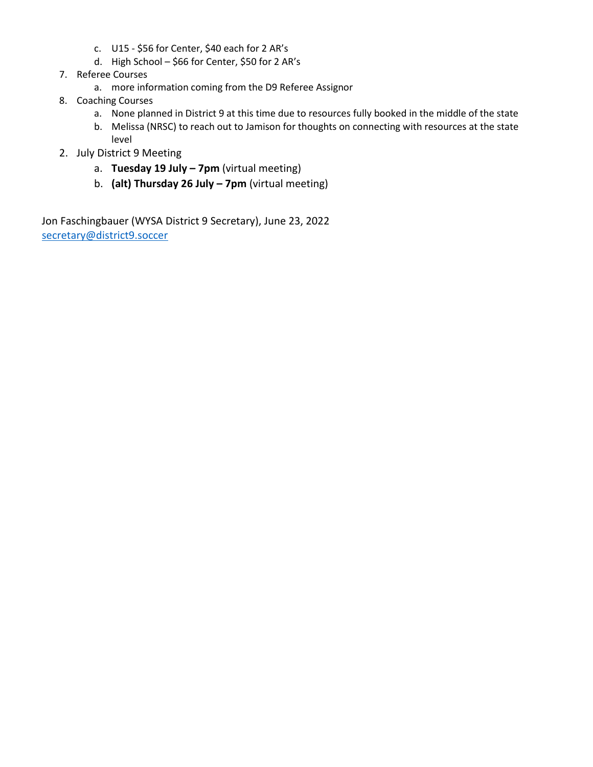c. U15 - $56 for Center, $40 each for 2 AR's
   d. High School – $66 for Center, $50 for 2 AR's
7. Referee Courses
   a. more information coming from the D9 Referee Assignor
8. Coaching Courses
   a. None planned in District 9 at this time due to resources fully booked in the middle of the state
   b. Melissa (NRSC) to reach out to Jamison for thoughts on connecting with resources at the state level

2. July District 9 Meeting
   a. **Tuesday 19 July – 7pm** (virtual meeting)
   b. **(alt) Thursday 26 July – 7pm** (virtual meeting)

Jon Faschingbauer (WYSA District 9 Secretary), June 23, 2022
secretary@district9.soccer